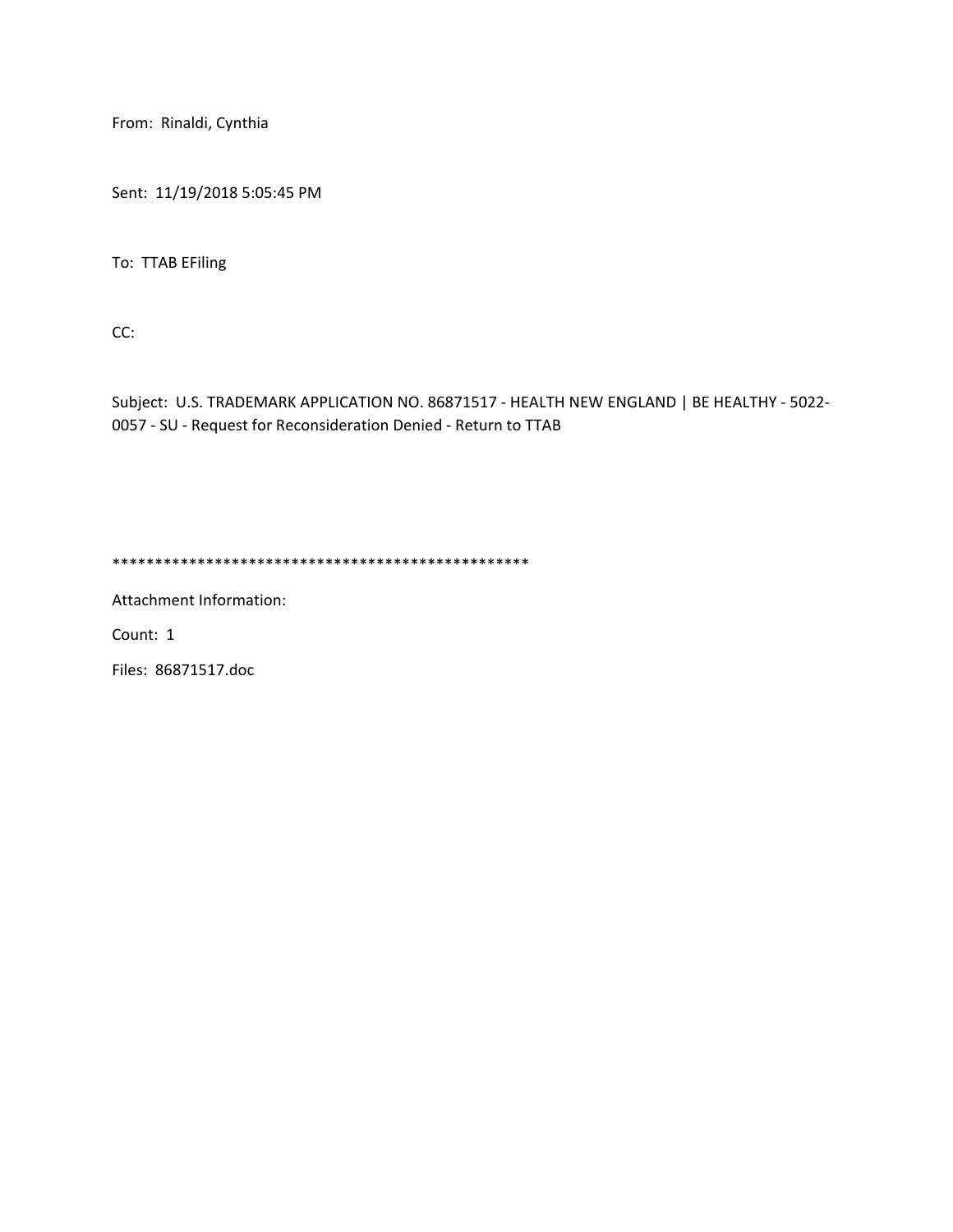From: Rinaldi, Cynthia

Sent: 11/19/2018 5:05:45 PM

To: TTAB EFiling

CC:

Subject: U.S. TRADEMARK APPLICATION NO. 86871517 - HEALTH NEW ENGLAND | BE HEALTHY - 5022-0057 - SU - Request for Reconsideration Denied - Return to TTAB

**************************************************

Attachment Information:

Count: 1

Files: 86871517.doc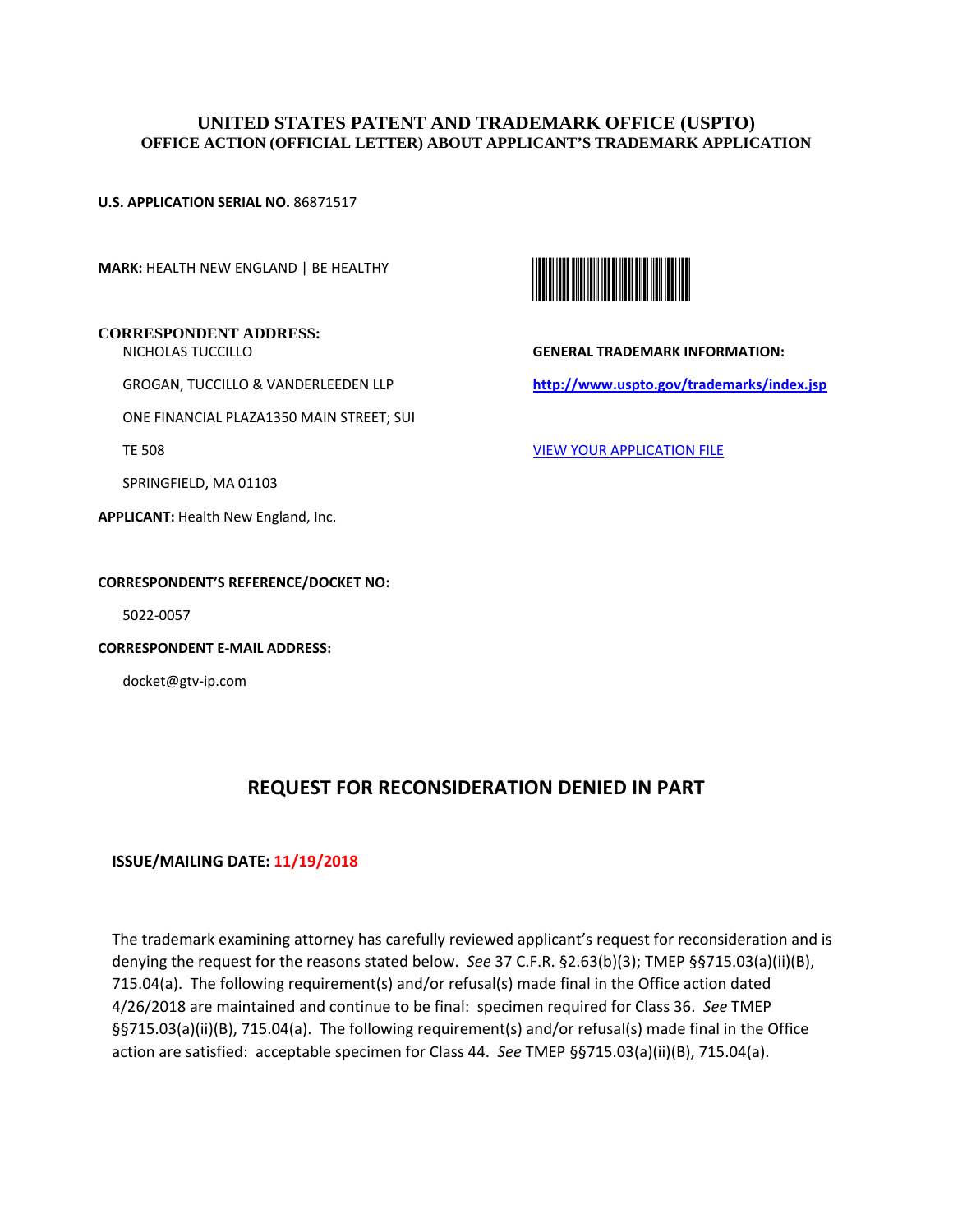# UNITED STATES PATENT AND TRADEMARK OFFICE (USPTO)

## OFFICE ACTION (OFFICIAL LETTER) ABOUT APPLICANT'S TRADEMARK APPLICATION

**U.S. APPLICATION SERIAL NO.** 86871517

**MARK:** HEALTH NEW ENGLAND | BE HEALTHY

**CORRESPONDENT ADDRESS:**

NICHOLAS TUCCILLO

GROGAN, TUCCILLO & VANDERLEEDEN LLP

ONE FINANCIAL PLAZA1350 MAIN STREET; SUI

TE 508

SPRINGFIELD, MA 01103

**GENERAL TRADEMARK INFORMATION:**

http://www.uspto.gov/trademarks/index.jsp

VIEW YOUR APPLICATION FILE

**APPLICANT:** Health New England, Inc.

**CORRESPONDENT'S REFERENCE/DOCKET NO:**

5022-0057

**CORRESPONDENT E-MAIL ADDRESS:**

docket@gtv-ip.com

## REQUEST FOR RECONSIDERATION DENIED IN PART

**ISSUE/MAILING DATE: 11/19/2018**

The trademark examining attorney has carefully reviewed applicant's request for reconsideration and is denying the request for the reasons stated below. *See* 37 C.F.R. §2.63(b)(3); TMEP §§715.03(a)(ii)(B), 715.04(a). The following requirement(s) and/or refusal(s) made final in the Office action dated 4/26/2018 are maintained and continue to be final: specimen required for Class 36. *See* TMEP §§715.03(a)(ii)(B), 715.04(a). The following requirement(s) and/or refusal(s) made final in the Office action are satisfied: acceptable specimen for Class 44. *See* TMEP §§715.03(a)(ii)(B), 715.04(a).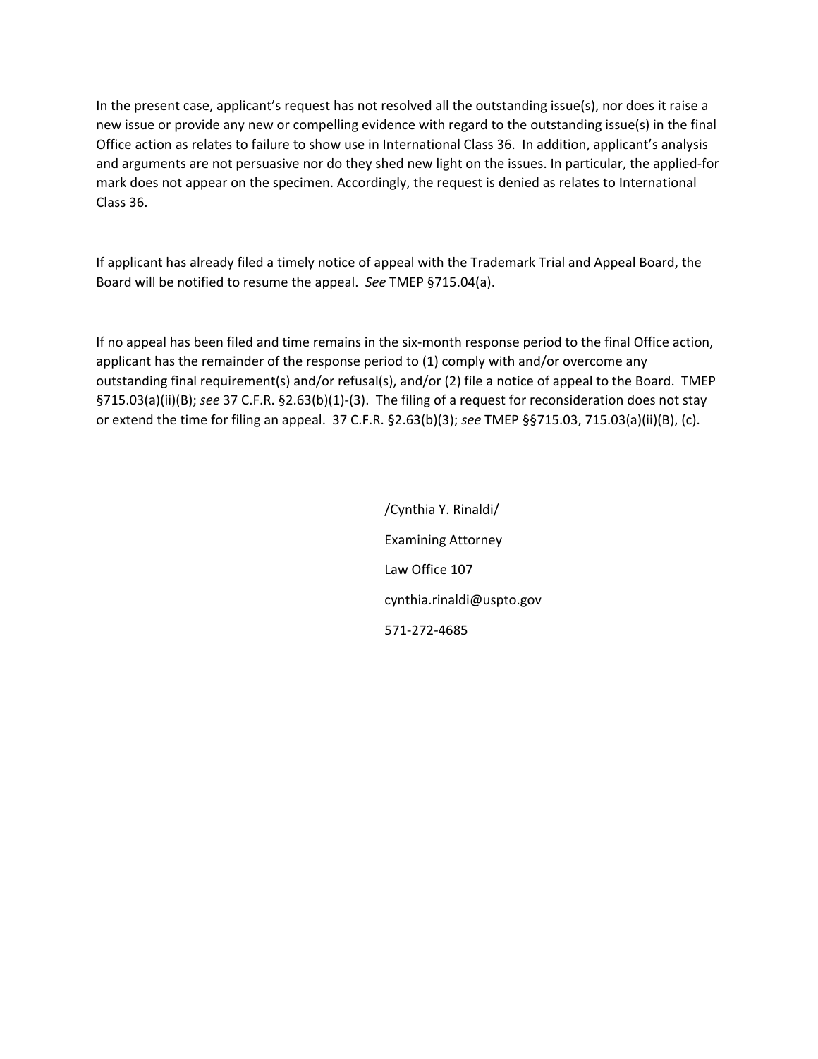In the present case, applicant's request has not resolved all the outstanding issue(s), nor does it raise a new issue or provide any new or compelling evidence with regard to the outstanding issue(s) in the final Office action as relates to failure to show use in International Class 36. In addition, applicant's analysis and arguments are not persuasive nor do they shed new light on the issues. In particular, the applied-for mark does not appear on the specimen. Accordingly, the request is denied as relates to International Class 36.

If applicant has already filed a timely notice of appeal with the Trademark Trial and Appeal Board, the Board will be notified to resume the appeal. *See* TMEP §715.04(a).

If no appeal has been filed and time remains in the six-month response period to the final Office action, applicant has the remainder of the response period to (1) comply with and/or overcome any outstanding final requirement(s) and/or refusal(s), and/or (2) file a notice of appeal to the Board. TMEP §715.03(a)(ii)(B); *see* 37 C.F.R. §2.63(b)(1)-(3). The filing of a request for reconsideration does not stay or extend the time for filing an appeal. 37 C.F.R. §2.63(b)(3); *see* TMEP §§715.03, 715.03(a)(ii)(B), (c).

/Cynthia Y. Rinaldi/

Examining Attorney

Law Office 107

cynthia.rinaldi@uspto.gov

571-272-4685